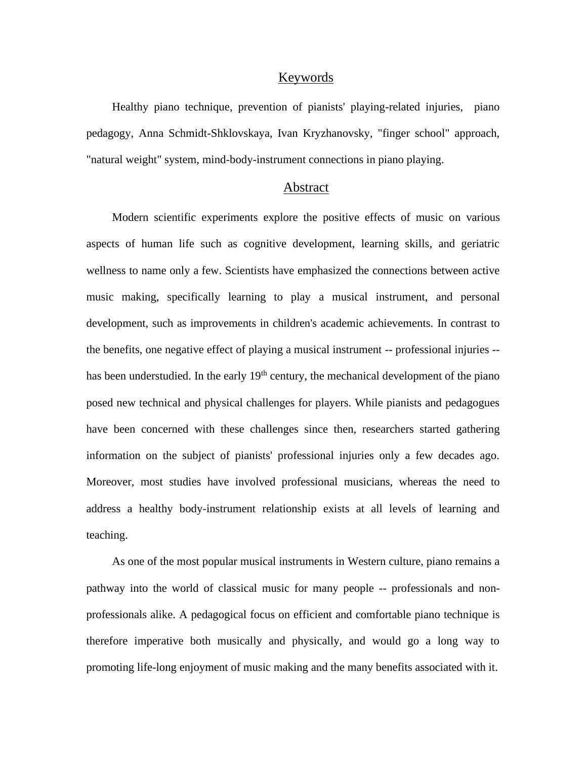## Keywords

Healthy piano technique, prevention of pianists' playing-related injuries, piano pedagogy, Anna Schmidt-Shklovskaya, Ivan Kryzhanovsky, "finger school" approach, "natural weight" system, mind-body-instrument connections in piano playing.

## Abstract

Modern scientific experiments explore the positive effects of music on various aspects of human life such as cognitive development, learning skills, and geriatric wellness to name only a few. Scientists have emphasized the connections between active music making, specifically learning to play a musical instrument, and personal development, such as improvements in children's academic achievements. In contrast to the benefits, one negative effect of playing a musical instrument -- professional injuries -- has been understudied. In the early 19th century, the mechanical development of the piano posed new technical and physical challenges for players. While pianists and pedagogues have been concerned with these challenges since then, researchers started gathering information on the subject of pianists' professional injuries only a few decades ago. Moreover, most studies have involved professional musicians, whereas the need to address a healthy body-instrument relationship exists at all levels of learning and teaching.

As one of the most popular musical instruments in Western culture, piano remains a pathway into the world of classical music for many people -- professionals and non-professionals alike. A pedagogical focus on efficient and comfortable piano technique is therefore imperative both musically and physically, and would go a long way to promoting life-long enjoyment of music making and the many benefits associated with it.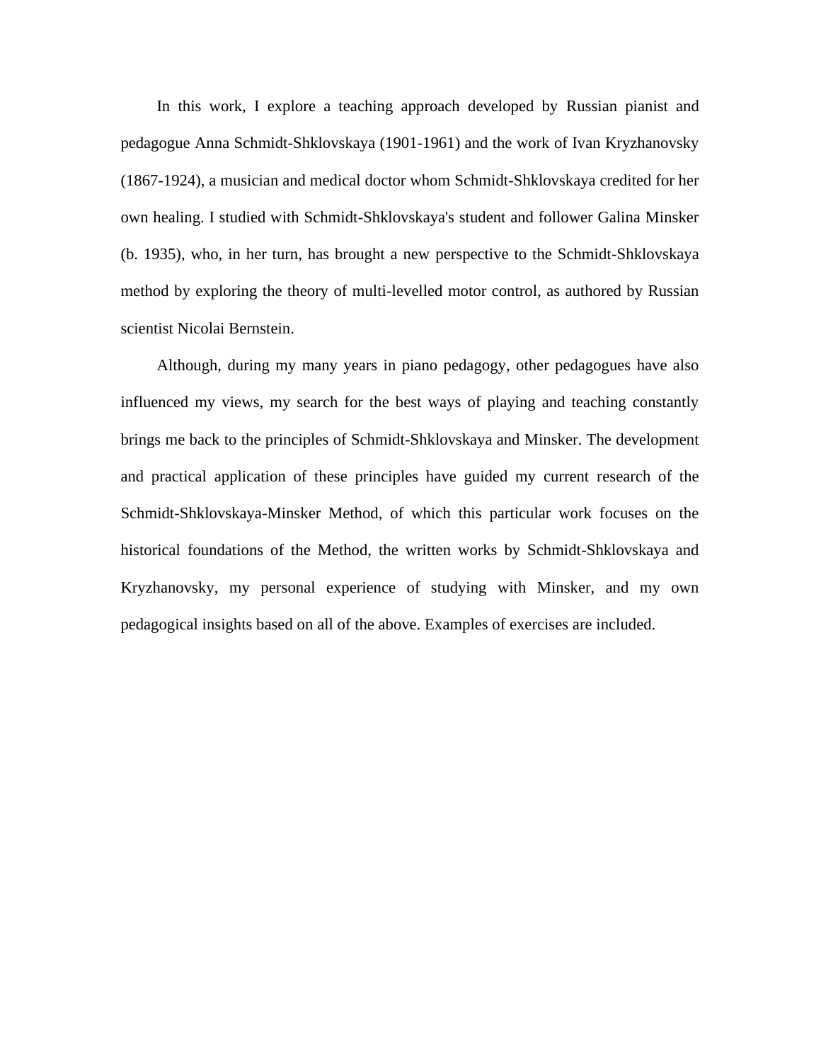In this work, I explore a teaching approach developed by Russian pianist and pedagogue Anna Schmidt-Shklovskaya (1901-1961) and the work of Ivan Kryzhanovsky (1867-1924), a musician and medical doctor whom Schmidt-Shklovskaya credited for her own healing. I studied with Schmidt-Shklovskaya's student and follower Galina Minsker (b. 1935), who, in her turn, has brought a new perspective to the Schmidt-Shklovskaya method by exploring the theory of multi-levelled motor control, as authored by Russian scientist Nicolai Bernstein.

Although, during my many years in piano pedagogy, other pedagogues have also influenced my views, my search for the best ways of playing and teaching constantly brings me back to the principles of Schmidt-Shklovskaya and Minsker. The development and practical application of these principles have guided my current research of the Schmidt-Shklovskaya-Minsker Method, of which this particular work focuses on the historical foundations of the Method, the written works by Schmidt-Shklovskaya and Kryzhanovsky, my personal experience of studying with Minsker, and my own pedagogical insights based on all of the above. Examples of exercises are included.